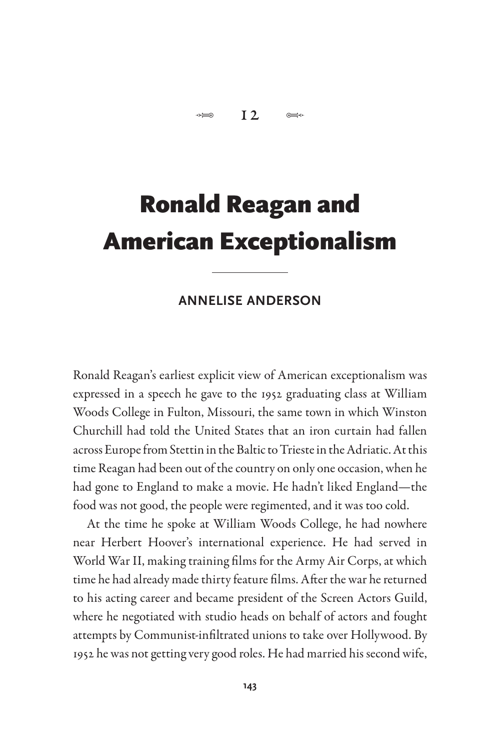12

# Ronald Reagan and American Exceptionalism

**ANNELISE ANDERSON**

Ronald Reagan's earliest explicit view of American exceptionalism was expressed in a speech he gave to the 1952 graduating class at William Woods College in Fulton, Missouri, the same town in which Winston Churchill had told the United States that an iron curtain had fallen across Europe from Stettin in the Baltic to Trieste in the Adriatic. At this time Reagan had been out of the country on only one occasion, when he had gone to England to make a movie. He hadn't liked England—the food was not good, the people were regimented, and it was too cold.

At the time he spoke at William Woods College, he had nowhere near Herbert Hoover's international experience. He had served in World War II, making training films for the Army Air Corps, at which time he had already made thirty feature films. After the war he returned to his acting career and became president of the Screen Actors Guild, where he negotiated with studio heads on behalf of actors and fought attempts by Communist-infiltrated unions to take over Hollywood. By 1952 he was not getting very good roles. He had married his second wife,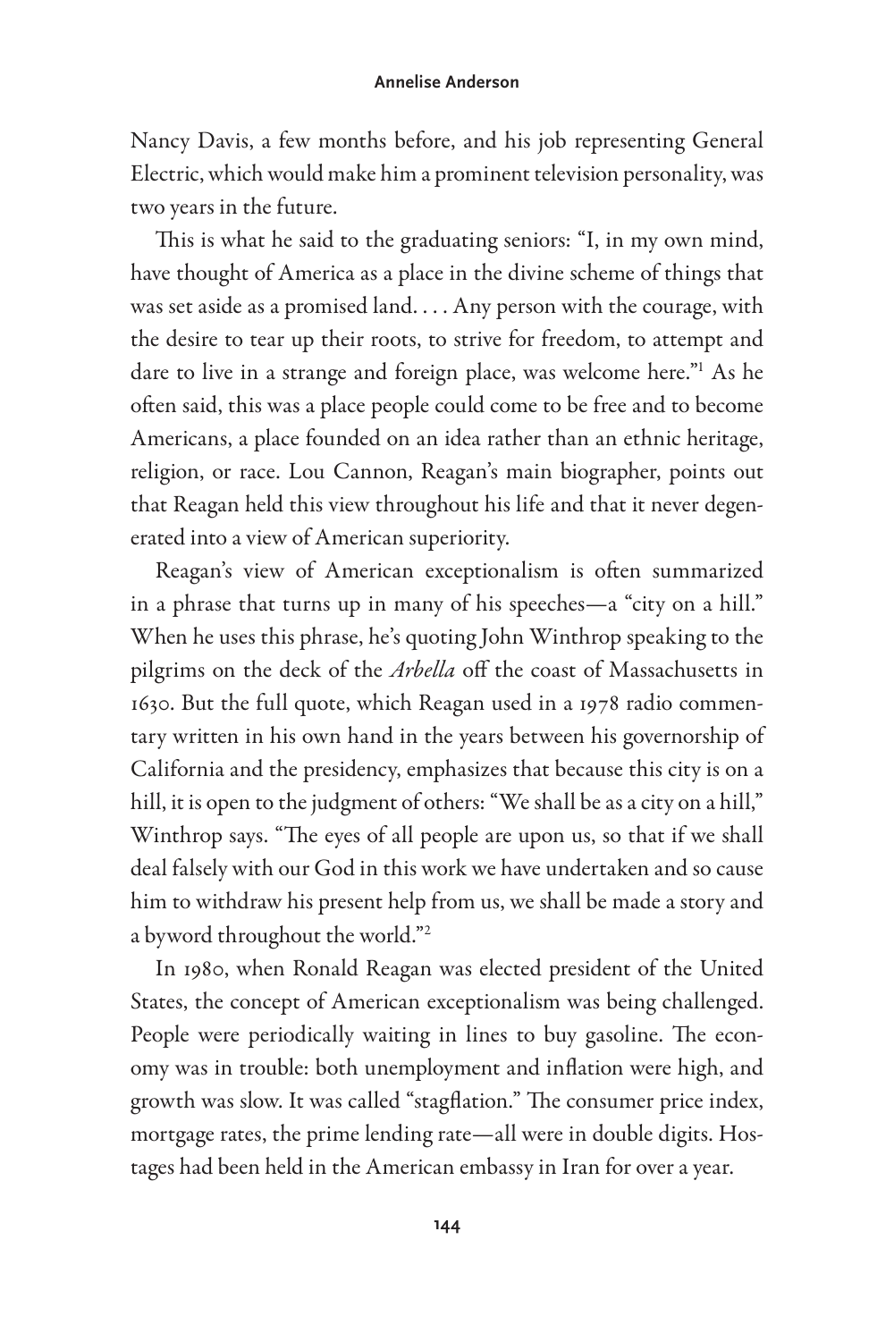Nancy Davis, a few months before, and his job representing General Electric, which would make him a prominent television personality, was two years in the future.

This is what he said to the graduating seniors: "I, in my own mind, have thought of America as a place in the divine scheme of things that was set aside as a promised land. . . . Any person with the courage, with the desire to tear up their roots, to strive for freedom, to attempt and dare to live in a strange and foreign place, was welcome here."[1] As he often said, this was a place people could come to be free and to become Americans, a place founded on an idea rather than an ethnic heritage, religion, or race. Lou Cannon, Reagan's main biographer, points out that Reagan held this view throughout his life and that it never degenerated into a view of American superiority.

Reagan's view of American exceptionalism is often summarized in a phrase that turns up in many of his speeches—a "city on a hill." When he uses this phrase, he's quoting John Winthrop speaking to the pilgrims on the deck of the *Arbella* off the coast of Massachusetts in 1630. But the full quote, which Reagan used in a 1978 radio commentary written in his own hand in the years between his governorship of California and the presidency, emphasizes that because this city is on a hill, it is open to the judgment of others: "We shall be as a city on a hill," Winthrop says. "The eyes of all people are upon us, so that if we shall deal falsely with our God in this work we have undertaken and so cause him to withdraw his present help from us, we shall be made a story and a byword throughout the world."[2]

In 1980, when Ronald Reagan was elected president of the United States, the concept of American exceptionalism was being challenged. People were periodically waiting in lines to buy gasoline. The economy was in trouble: both unemployment and inflation were high, and growth was slow. It was called "stagflation." The consumer price index, mortgage rates, the prime lending rate—all were in double digits. Hostages had been held in the American embassy in Iran for over a year.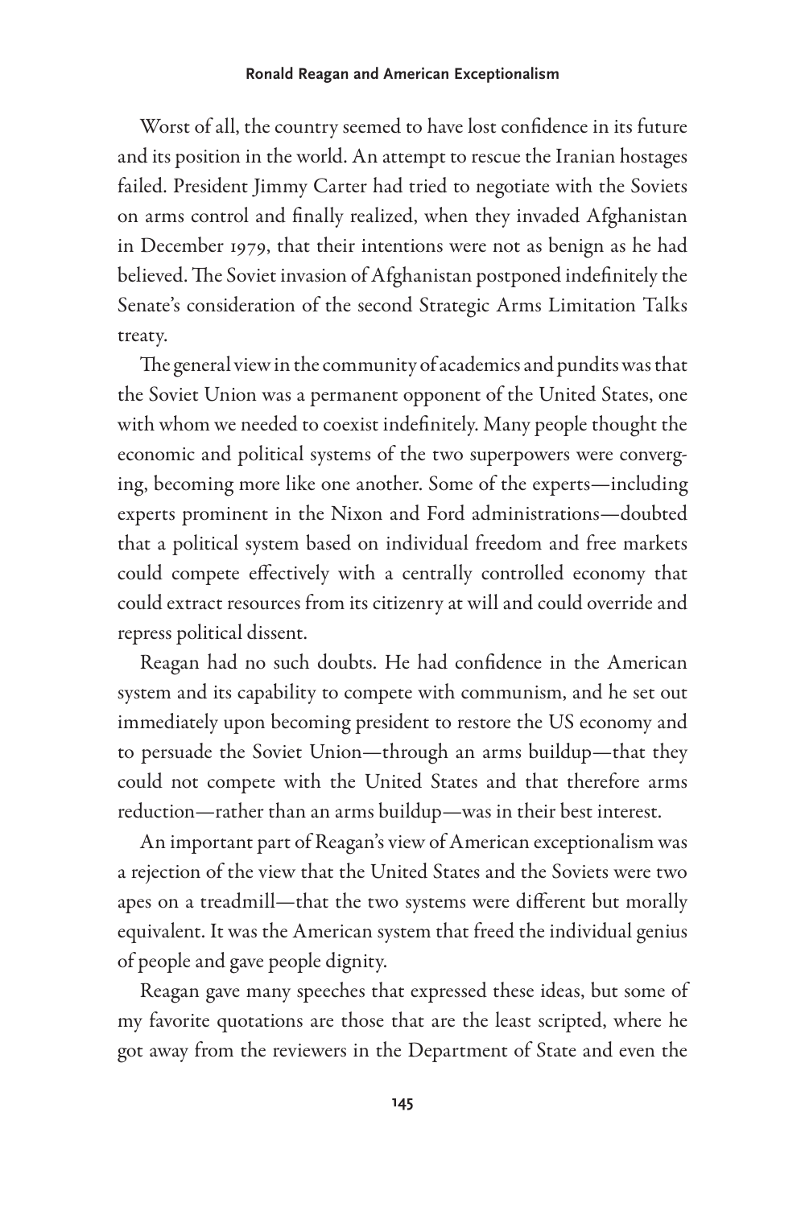Worst of all, the country seemed to have lost confidence in its future and its position in the world. An attempt to rescue the Iranian hostages failed. President Jimmy Carter had tried to negotiate with the Soviets on arms control and finally realized, when they invaded Afghanistan in December 1979, that their intentions were not as benign as he had believed. The Soviet invasion of Afghanistan postponed indefinitely the Senate's consideration of the second Strategic Arms Limitation Talks treaty.

The general view in the community of academics and pundits was that the Soviet Union was a permanent opponent of the United States, one with whom we needed to coexist indefinitely. Many people thought the economic and political systems of the two superpowers were converging, becoming more like one another. Some of the experts—including experts prominent in the Nixon and Ford administrations—doubted that a political system based on individual freedom and free markets could compete effectively with a centrally controlled economy that could extract resources from its citizenry at will and could override and repress political dissent.

Reagan had no such doubts. He had confidence in the American system and its capability to compete with communism, and he set out immediately upon becoming president to restore the US economy and to persuade the Soviet Union—through an arms buildup—that they could not compete with the United States and that therefore arms reduction—rather than an arms buildup—was in their best interest.

An important part of Reagan's view of American exceptionalism was a rejection of the view that the United States and the Soviets were two apes on a treadmill—that the two systems were different but morally equivalent. It was the American system that freed the individual genius of people and gave people dignity.

Reagan gave many speeches that expressed these ideas, but some of my favorite quotations are those that are the least scripted, where he got away from the reviewers in the Department of State and even the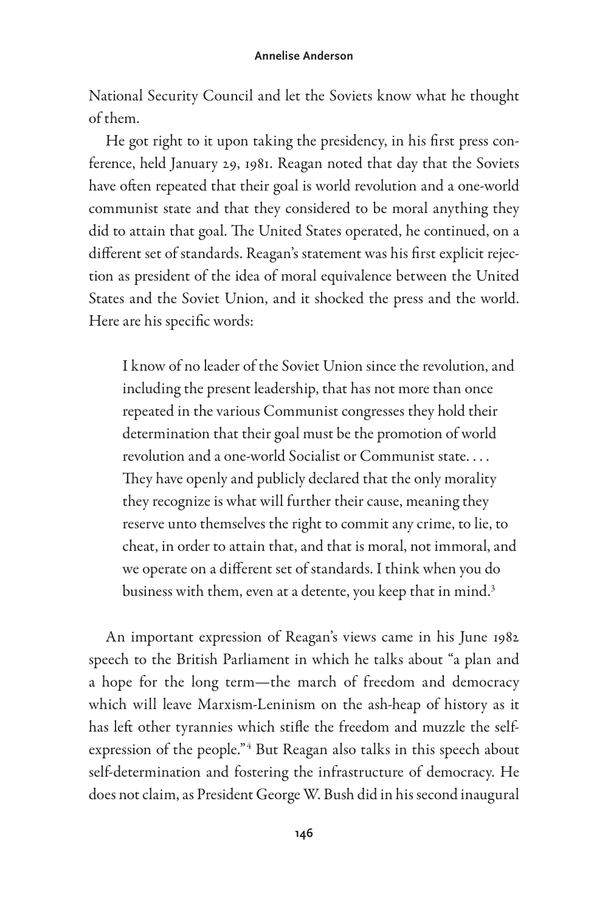National Security Council and let the Soviets know what he thought of them.

He got right to it upon taking the presidency, in his first press conference, held January 29, 1981. Reagan noted that day that the Soviets have often repeated that their goal is world revolution and a one-world communist state and that they considered to be moral anything they did to attain that goal. The United States operated, he continued, on a different set of standards. Reagan's statement was his first explicit rejection as president of the idea of moral equivalence between the United States and the Soviet Union, and it shocked the press and the world. Here are his specific words:

> I know of no leader of the Soviet Union since the revolution, and including the present leadership, that has not more than once repeated in the various Communist congresses they hold their determination that their goal must be the promotion of world revolution and a one-world Socialist or Communist state. . . . They have openly and publicly declared that the only morality they recognize is what will further their cause, meaning they reserve unto themselves the right to commit any crime, to lie, to cheat, in order to attain that, and that is moral, not immoral, and we operate on a different set of standards. I think when you do business with them, even at a detente, you keep that in mind.[3]

An important expression of Reagan's views came in his June 1982 speech to the British Parliament in which he talks about "a plan and a hope for the long term—the march of freedom and democracy which will leave Marxism-Leninism on the ash-heap of history as it has left other tyrannies which stifle the freedom and muzzle the self-expression of the people."[4] But Reagan also talks in this speech about self-determination and fostering the infrastructure of democracy. He does not claim, as President George W. Bush did in his second inaugural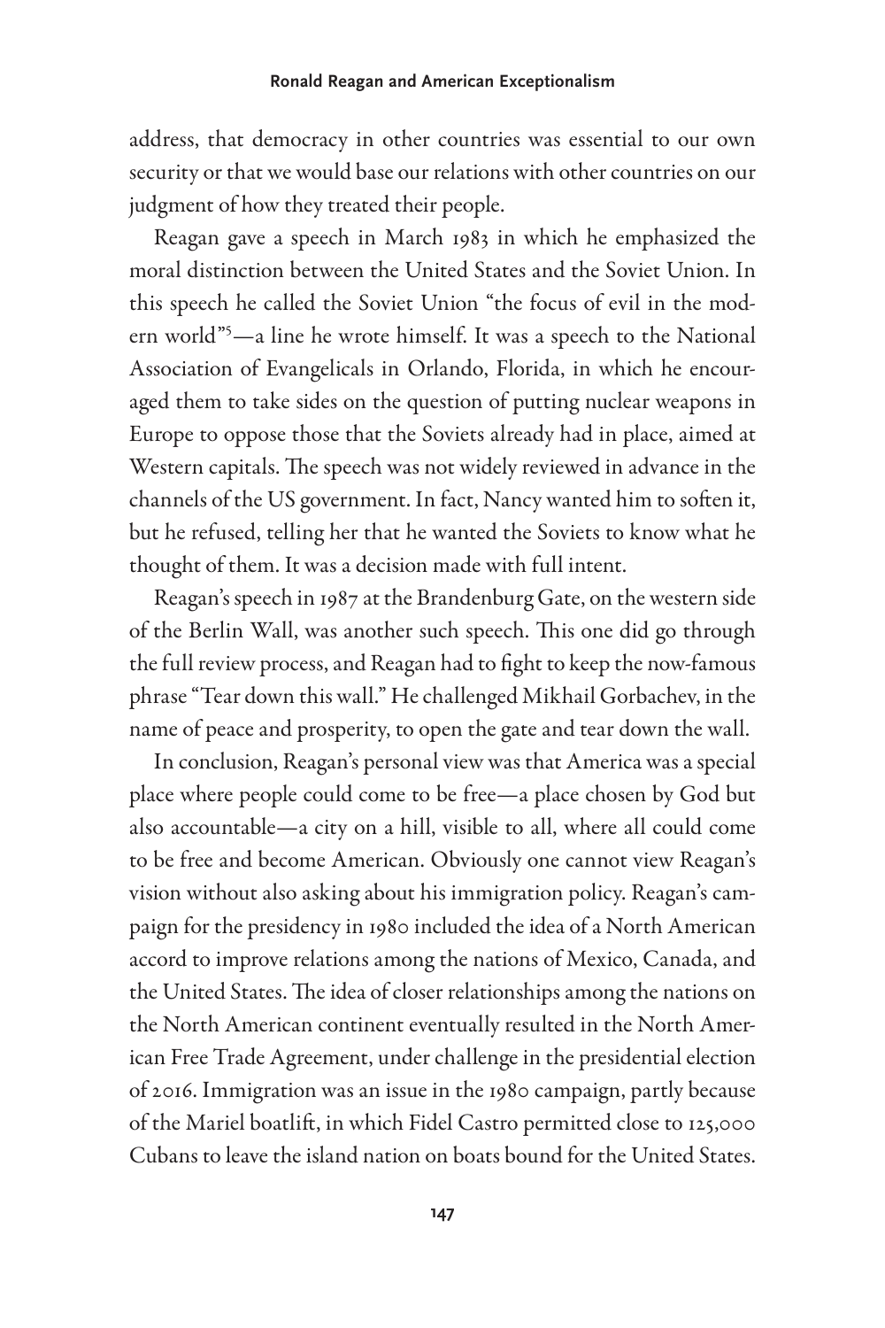address, that democracy in other countries was essential to our own security or that we would base our relations with other countries on our judgment of how they treated their people.

Reagan gave a speech in March 1983 in which he emphasized the moral distinction between the United States and the Soviet Union. In this speech he called the Soviet Union "the focus of evil in the modern world"[5]—a line he wrote himself. It was a speech to the National Association of Evangelicals in Orlando, Florida, in which he encouraged them to take sides on the question of putting nuclear weapons in Europe to oppose those that the Soviets already had in place, aimed at Western capitals. The speech was not widely reviewed in advance in the channels of the US government. In fact, Nancy wanted him to soften it, but he refused, telling her that he wanted the Soviets to know what he thought of them. It was a decision made with full intent.

Reagan's speech in 1987 at the Brandenburg Gate, on the western side of the Berlin Wall, was another such speech. This one did go through the full review process, and Reagan had to fight to keep the now-famous phrase "Tear down this wall." He challenged Mikhail Gorbachev, in the name of peace and prosperity, to open the gate and tear down the wall.

In conclusion, Reagan's personal view was that America was a special place where people could come to be free—a place chosen by God but also accountable—a city on a hill, visible to all, where all could come to be free and become American. Obviously one cannot view Reagan's vision without also asking about his immigration policy. Reagan's campaign for the presidency in 1980 included the idea of a North American accord to improve relations among the nations of Mexico, Canada, and the United States. The idea of closer relationships among the nations on the North American continent eventually resulted in the North American Free Trade Agreement, under challenge in the presidential election of 2016. Immigration was an issue in the 1980 campaign, partly because of the Mariel boatlift, in which Fidel Castro permitted close to 125,000 Cubans to leave the island nation on boats bound for the United States.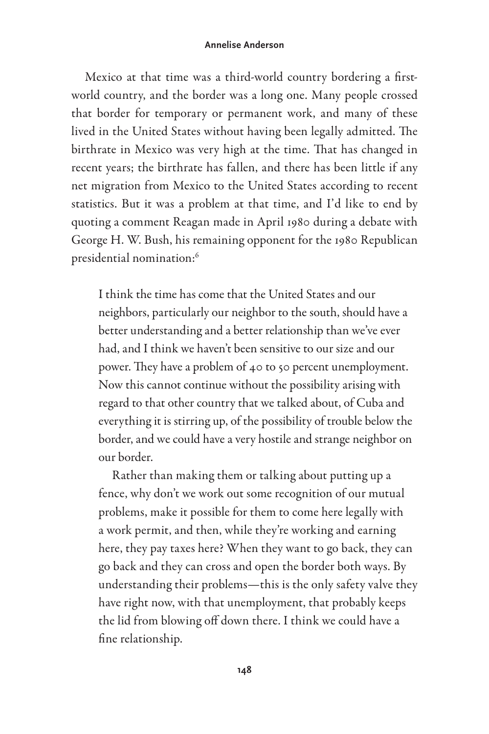Mexico at that time was a third-world country bordering a first-world country, and the border was a long one. Many people crossed that border for temporary or permanent work, and many of these lived in the United States without having been legally admitted. The birthrate in Mexico was very high at the time. That has changed in recent years; the birthrate has fallen, and there has been little if any net migration from Mexico to the United States according to recent statistics. But it was a problem at that time, and I'd like to end by quoting a comment Reagan made in April 1980 during a debate with George H. W. Bush, his remaining opponent for the 1980 Republican presidential nomination:[6]

> I think the time has come that the United States and our neighbors, particularly our neighbor to the south, should have a better understanding and a better relationship than we've ever had, and I think we haven't been sensitive to our size and our power. They have a problem of 40 to 50 percent unemployment. Now this cannot continue without the possibility arising with regard to that other country that we talked about, of Cuba and everything it is stirring up, of the possibility of trouble below the border, and we could have a very hostile and strange neighbor on our border.
>
> Rather than making them or talking about putting up a fence, why don't we work out some recognition of our mutual problems, make it possible for them to come here legally with a work permit, and then, while they're working and earning here, they pay taxes here? When they want to go back, they can go back and they can cross and open the border both ways. By understanding their problems—this is the only safety valve they have right now, with that unemployment, that probably keeps the lid from blowing off down there. I think we could have a fine relationship.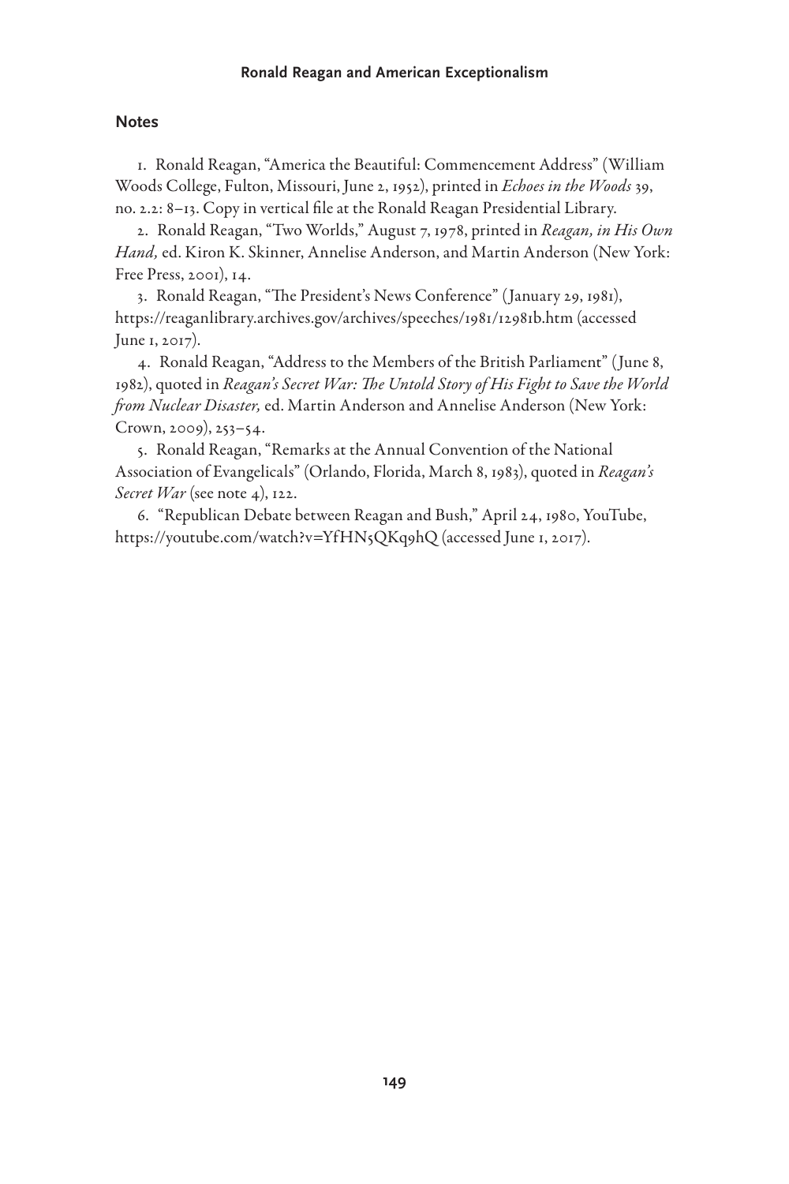## Notes

1. Ronald Reagan, "America the Beautiful: Commencement Address" (William Woods College, Fulton, Missouri, June 2, 1952), printed in *Echoes in the Woods* 39, no. 2.2: 8–13. Copy in vertical file at the Ronald Reagan Presidential Library.

2. Ronald Reagan, "Two Worlds," August 7, 1978, printed in *Reagan, in His Own Hand,* ed. Kiron K. Skinner, Annelise Anderson, and Martin Anderson (New York: Free Press, 2001), 14.

3. Ronald Reagan, "The President's News Conference" (January 29, 1981), https://reaganlibrary.archives.gov/archives/speeches/1981/12981b.htm (accessed June 1, 2017).

4. Ronald Reagan, "Address to the Members of the British Parliament" (June 8, 1982), quoted in *Reagan's Secret War: The Untold Story of His Fight to Save the World from Nuclear Disaster,* ed. Martin Anderson and Annelise Anderson (New York: Crown, 2009), 253–54.

5. Ronald Reagan, "Remarks at the Annual Convention of the National Association of Evangelicals" (Orlando, Florida, March 8, 1983), quoted in *Reagan's Secret War* (see note 4), 122.

6. "Republican Debate between Reagan and Bush," April 24, 1980, YouTube, https://youtube.com/watch?v=YfHN5QKq9hQ (accessed June 1, 2017).